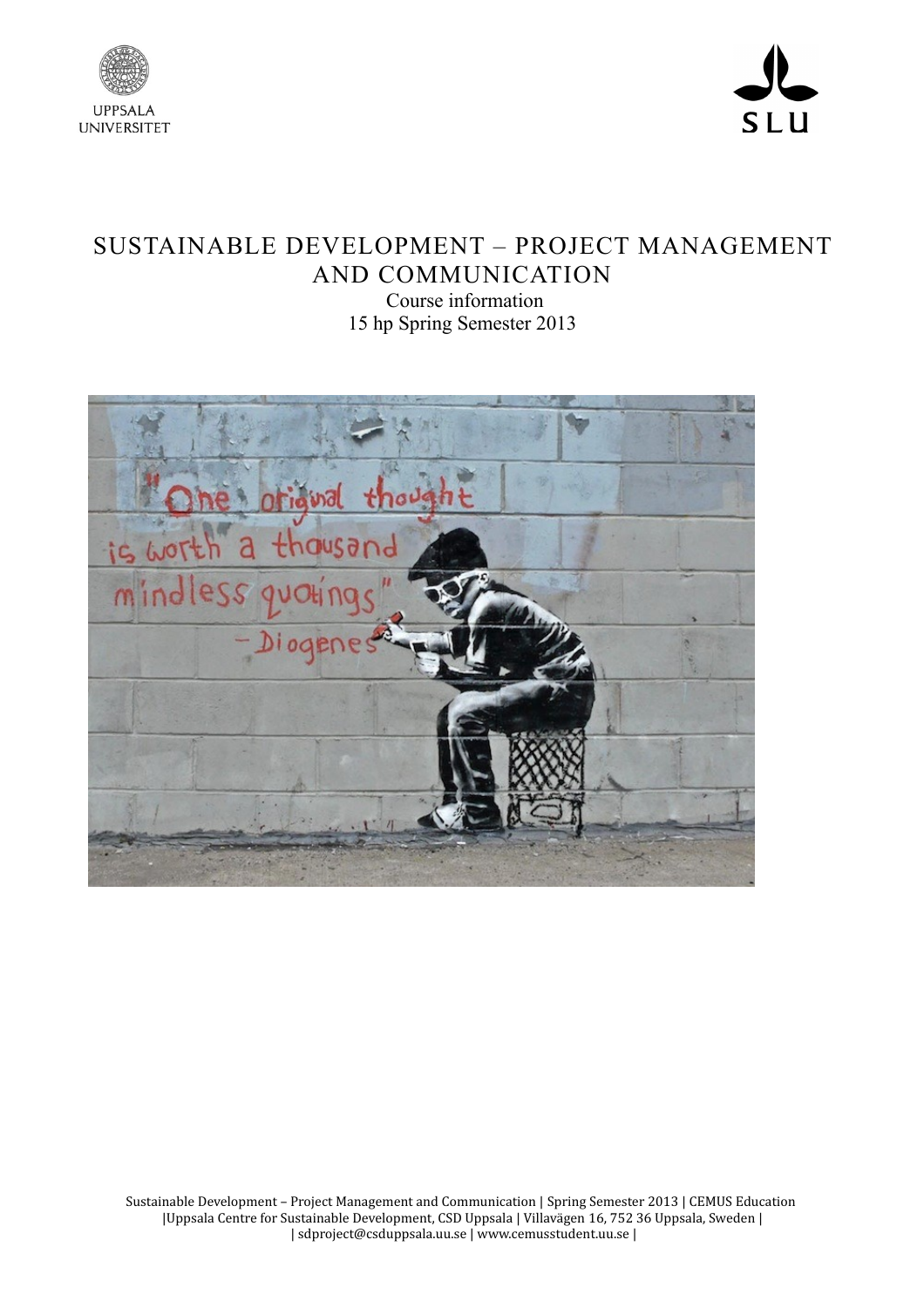UPPSALA UNIVERSITET

SLU

# SUSTAINABLE DEVELOPMENT – PROJECT MANAGEMENT AND COMMUNICATION

Course information

15 hp Spring Semester 2013

Sustainable Development – Project Management and Communication | Spring Semester 2013 | CEMUS Education |Uppsala Centre for Sustainable Development, CSD Uppsala | Villavägen 16, 752 36 Uppsala, Sweden | | sdproject@csduppsala.uu.se | www.cemusstudent.uu.se |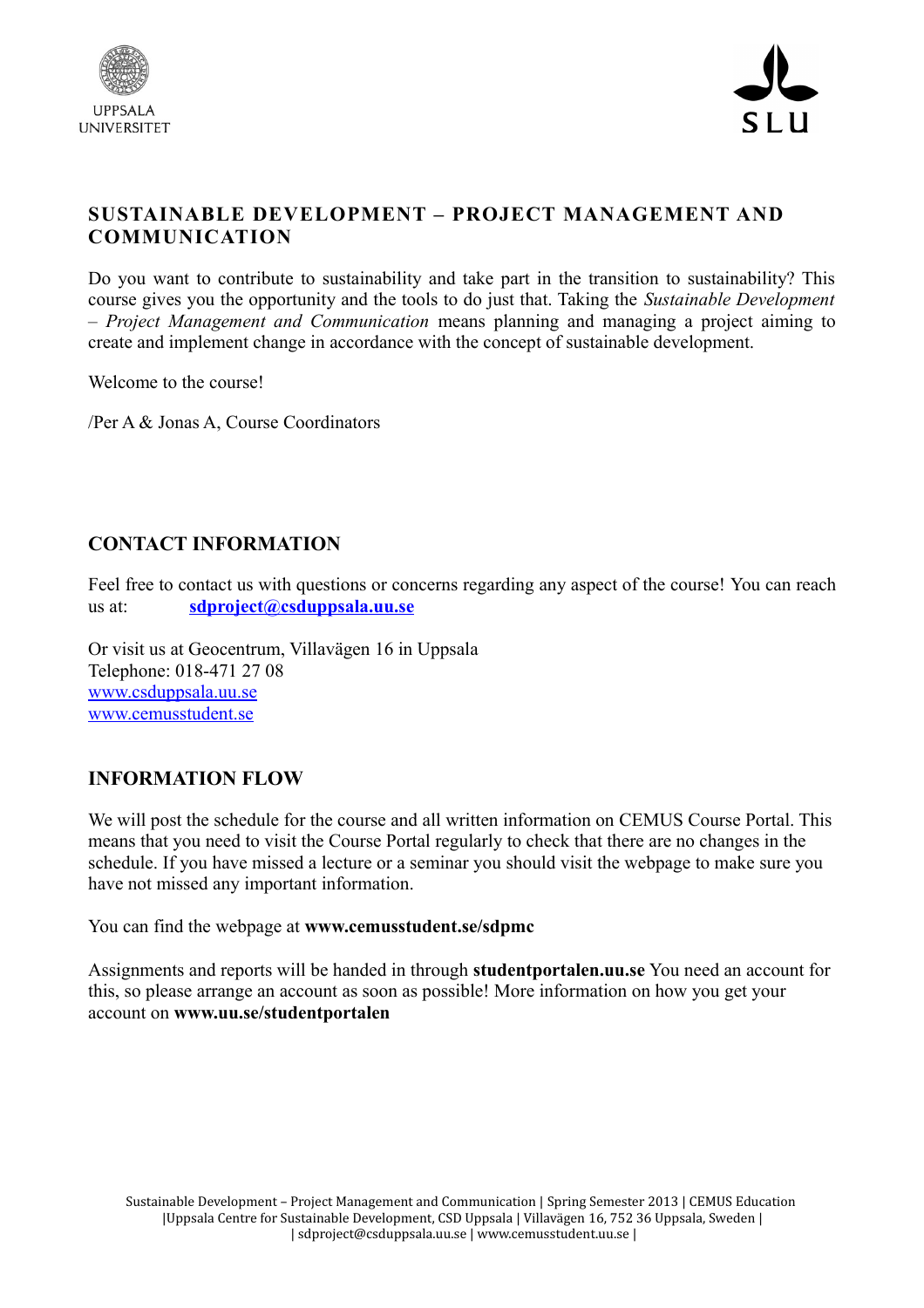## SUSTAINABLE DEVELOPMENT – PROJECT MANAGEMENT AND COMMUNICATION

Do you want to contribute to sustainability and take part in the transition to sustainability? This course gives you the opportunity and the tools to do just that. Taking the *Sustainable Development – Project Management and Communication* means planning and managing a project aiming to create and implement change in accordance with the concept of sustainable development.

Welcome to the course!

/Per A & Jonas A, Course Coordinators

## CONTACT INFORMATION

Feel free to contact us with questions or concerns regarding any aspect of the course! You can reach us at: **sdproject@csduppsala.uu.se**

Or visit us at Geocentrum, Villavägen 16 in Uppsala
Telephone: 018-471 27 08
www.csduppsala.uu.se
www.cemusstudent.se

## INFORMATION FLOW

We will post the schedule for the course and all written information on CEMUS Course Portal. This means that you need to visit the Course Portal regularly to check that there are no changes in the schedule. If you have missed a lecture or a seminar you should visit the webpage to make sure you have not missed any important information.

You can find the webpage at **www.cemusstudent.se/sdpmc**

Assignments and reports will be handed in through **studentportalen.uu.se** You need an account for this, so please arrange an account as soon as possible! More information on how you get your account on **www.uu.se/studentportalen**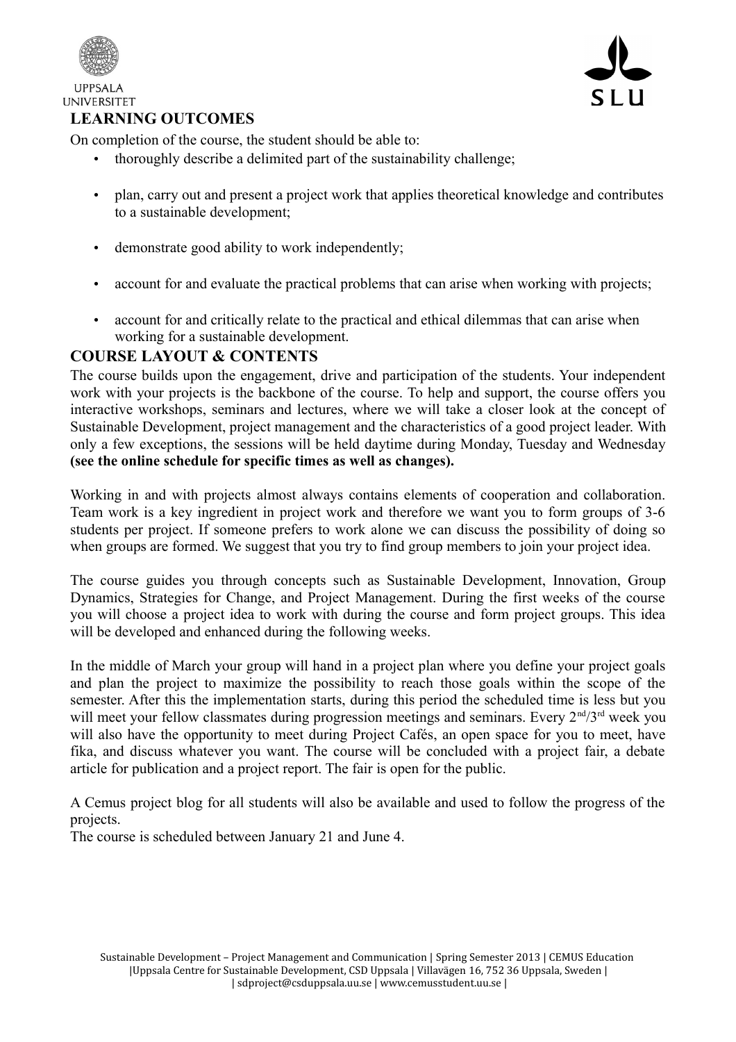## LEARNING OUTCOMES

On completion of the course, the student should be able to:

- thoroughly describe a delimited part of the sustainability challenge;
- plan, carry out and present a project work that applies theoretical knowledge and contributes to a sustainable development;
- demonstrate good ability to work independently;
- account for and evaluate the practical problems that can arise when working with projects;
- account for and critically relate to the practical and ethical dilemmas that can arise when working for a sustainable development.

## COURSE LAYOUT & CONTENTS

The course builds upon the engagement, drive and participation of the students. Your independent work with your projects is the backbone of the course. To help and support, the course offers you interactive workshops, seminars and lectures, where we will take a closer look at the concept of Sustainable Development, project management and the characteristics of a good project leader. With only a few exceptions, the sessions will be held daytime during Monday, Tuesday and Wednesday **(see the online schedule for specific times as well as changes).**

Working in and with projects almost always contains elements of cooperation and collaboration. Team work is a key ingredient in project work and therefore we want you to form groups of 3-6 students per project. If someone prefers to work alone we can discuss the possibility of doing so when groups are formed. We suggest that you try to find group members to join your project idea.

The course guides you through concepts such as Sustainable Development, Innovation, Group Dynamics, Strategies for Change, and Project Management. During the first weeks of the course you will choose a project idea to work with during the course and form project groups. This idea will be developed and enhanced during the following weeks.

In the middle of March your group will hand in a project plan where you define your project goals and plan the project to maximize the possibility to reach those goals within the scope of the semester. After this the implementation starts, during this period the scheduled time is less but you will meet your fellow classmates during progression meetings and seminars. Every 2nd/3rd week you will also have the opportunity to meet during Project Cafés, an open space for you to meet, have fika, and discuss whatever you want. The course will be concluded with a project fair, a debate article for publication and a project report. The fair is open for the public.

A Cemus project blog for all students will also be available and used to follow the progress of the projects.

The course is scheduled between January 21 and June 4.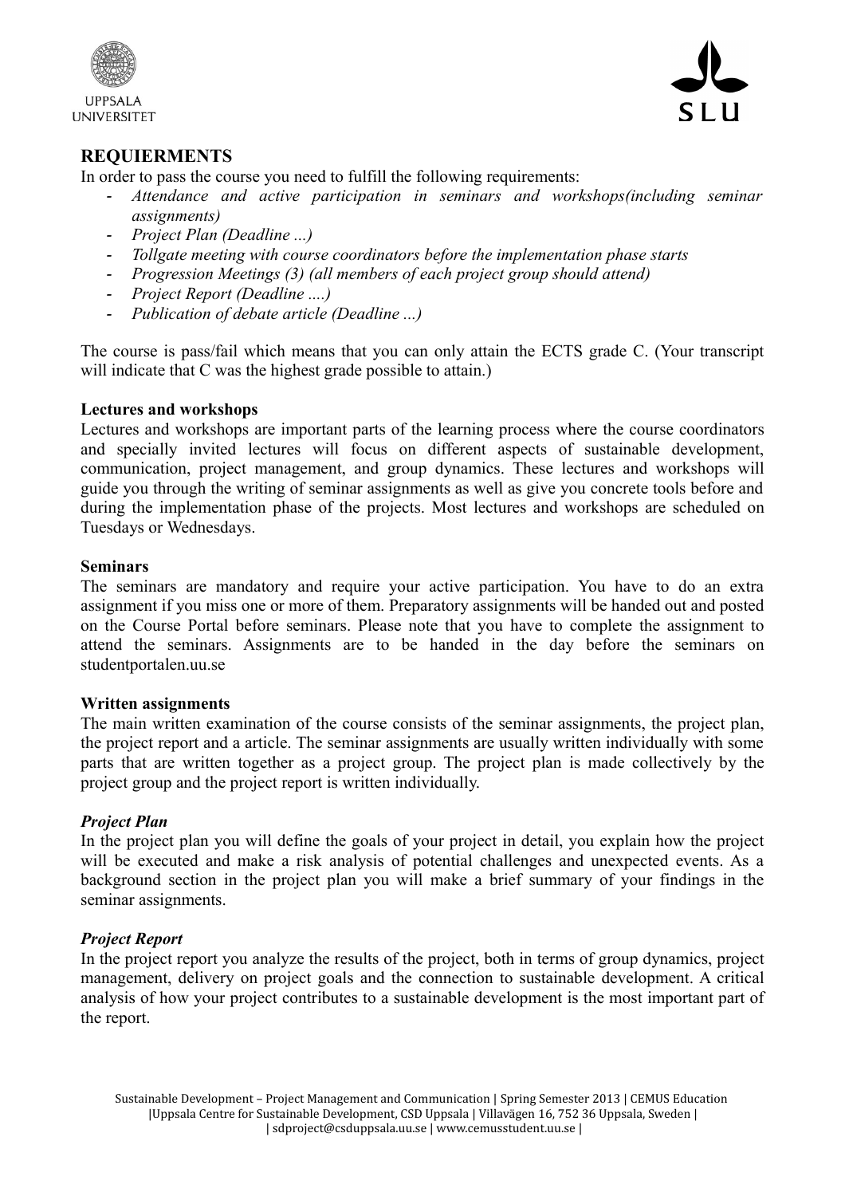## REQUIERMENTS

In order to pass the course you need to fulfill the following requirements:

- *Attendance and active participation in seminars and workshops(including seminar assignments)*
- *Project Plan (Deadline ...)*
- *Tollgate meeting with course coordinators before the implementation phase starts*
- *Progression Meetings (3) (all members of each project group should attend)*
- *Project Report (Deadline ....)*
- *Publication of debate article (Deadline ...)*

The course is pass/fail which means that you can only attain the ECTS grade C. (Your transcript will indicate that C was the highest grade possible to attain.)

**Lectures and workshops**

Lectures and workshops are important parts of the learning process where the course coordinators and specially invited lectures will focus on different aspects of sustainable development, communication, project management, and group dynamics. These lectures and workshops will guide you through the writing of seminar assignments as well as give you concrete tools before and during the implementation phase of the projects. Most lectures and workshops are scheduled on Tuesdays or Wednesdays.

**Seminars**

The seminars are mandatory and require your active participation. You have to do an extra assignment if you miss one or more of them. Preparatory assignments will be handed out and posted on the Course Portal before seminars. Please note that you have to complete the assignment to attend the seminars. Assignments are to be handed in the day before the seminars on studentportalen.uu.se

**Written assignments**

The main written examination of the course consists of the seminar assignments, the project plan, the project report and a article. The seminar assignments are usually written individually with some parts that are written together as a project group. The project plan is made collectively by the project group and the project report is written individually.

***Project Plan***

In the project plan you will define the goals of your project in detail, you explain how the project will be executed and make a risk analysis of potential challenges and unexpected events. As a background section in the project plan you will make a brief summary of your findings in the seminar assignments.

***Project Report***

In the project report you analyze the results of the project, both in terms of group dynamics, project management, delivery on project goals and the connection to sustainable development. A critical analysis of how your project contributes to a sustainable development is the most important part of the report.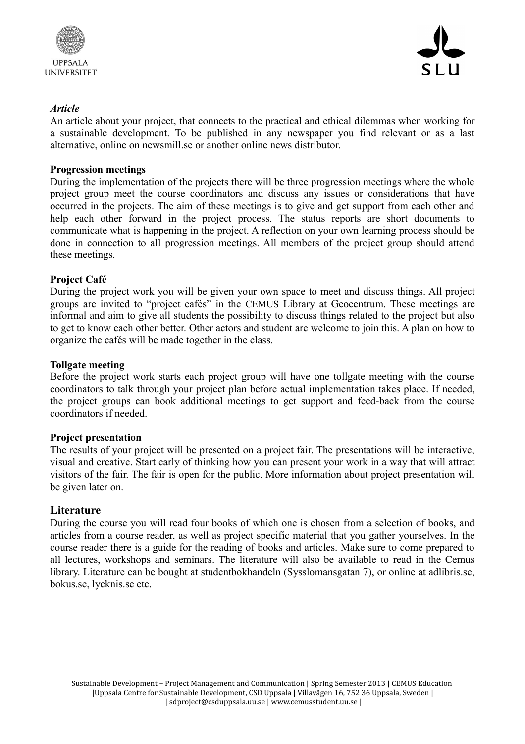*Article*

An article about your project, that connects to the practical and ethical dilemmas when working for a sustainable development. To be published in any newspaper you find relevant or as a last alternative, online on newsmill.se or another online news distributor.

**Progression meetings**

During the implementation of the projects there will be three progression meetings where the whole project group meet the course coordinators and discuss any issues or considerations that have occurred in the projects. The aim of these meetings is to give and get support from each other and help each other forward in the project process. The status reports are short documents to communicate what is happening in the project. A reflection on your own learning process should be done in connection to all progression meetings. All members of the project group should attend these meetings.

**Project Café**

During the project work you will be given your own space to meet and discuss things. All project groups are invited to "project cafés" in the CEMUS Library at Geocentrum. These meetings are informal and aim to give all students the possibility to discuss things related to the project but also to get to know each other better. Other actors and student are welcome to join this. A plan on how to organize the cafés will be made together in the class.

**Tollgate meeting**

Before the project work starts each project group will have one tollgate meeting with the course coordinators to talk through your project plan before actual implementation takes place. If needed, the project groups can book additional meetings to get support and feed-back from the course coordinators if needed.

**Project presentation**

The results of your project will be presented on a project fair. The presentations will be interactive, visual and creative. Start early of thinking how you can present your work in a way that will attract visitors of the fair. The fair is open for the public. More information about project presentation will be given later on.

## Literature

During the course you will read four books of which one is chosen from a selection of books, and articles from a course reader, as well as project specific material that you gather yourselves. In the course reader there is a guide for the reading of books and articles. Make sure to come prepared to all lectures, workshops and seminars. The literature will also be available to read in the Cemus library. Literature can be bought at studentbokhandeln (Sysslomansgatan 7), or online at adlibris.se, bokus.se, lycknis.se etc.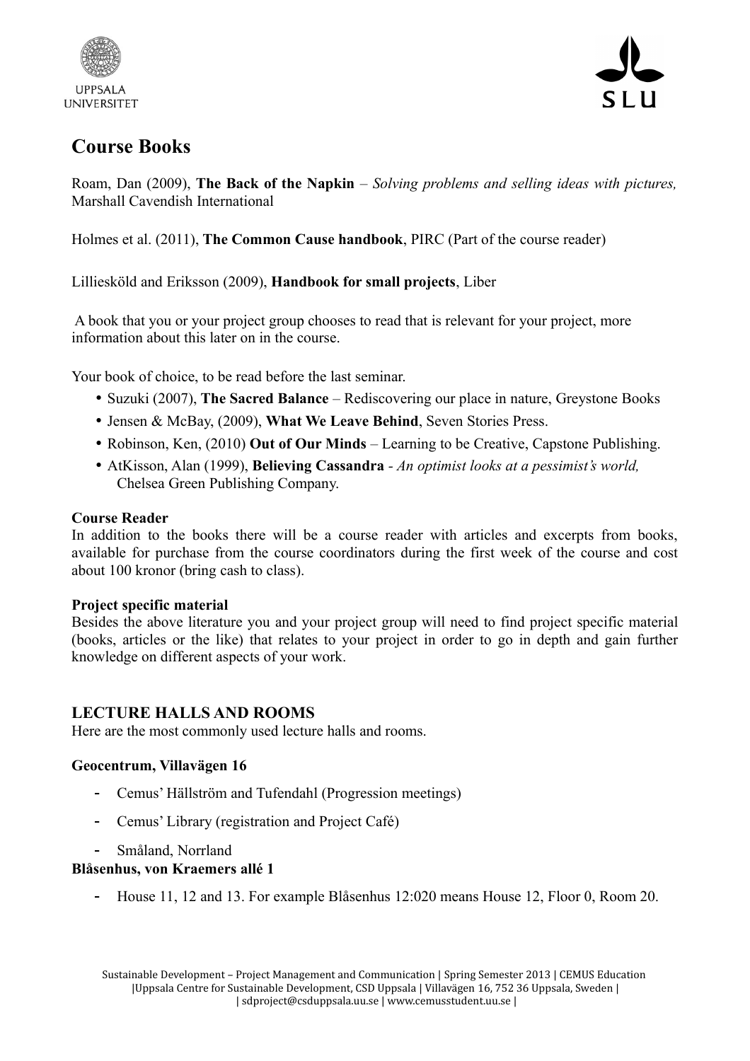## Course Books

Roam, Dan (2009), **The Back of the Napkin** – *Solving problems and selling ideas with pictures,* Marshall Cavendish International

Holmes et al. (2011), **The Common Cause handbook**, PIRC (Part of the course reader)

Lilliesköld and Eriksson (2009), **Handbook for small projects**, Liber

A book that you or your project group chooses to read that is relevant for your project, more information about this later on in the course.

Your book of choice, to be read before the last seminar.

- Suzuki (2007), **The Sacred Balance** – Rediscovering our place in nature, Greystone Books
- Jensen & McBay, (2009), **What We Leave Behind**, Seven Stories Press.
- Robinson, Ken, (2010) **Out of Our Minds** – Learning to be Creative, Capstone Publishing.
- AtKisson, Alan (1999), **Believing Cassandra** - *An optimist looks at a pessimist's world,* Chelsea Green Publishing Company.

**Course Reader**
In addition to the books there will be a course reader with articles and excerpts from books, available for purchase from the course coordinators during the first week of the course and cost about 100 kronor (bring cash to class).

**Project specific material**
Besides the above literature you and your project group will need to find project specific material (books, articles or the like) that relates to your project in order to go in depth and gain further knowledge on different aspects of your work.

## LECTURE HALLS AND ROOMS

Here are the most commonly used lecture halls and rooms.

**Geocentrum, Villavägen 16**

- Cemus' Hällström and Tufendahl (Progression meetings)
- Cemus' Library (registration and Project Café)
- Småland, Norrland

**Blåsenhus, von Kraemers allé 1**

- House 11, 12 and 13. For example Blåsenhus 12:020 means House 12, Floor 0, Room 20.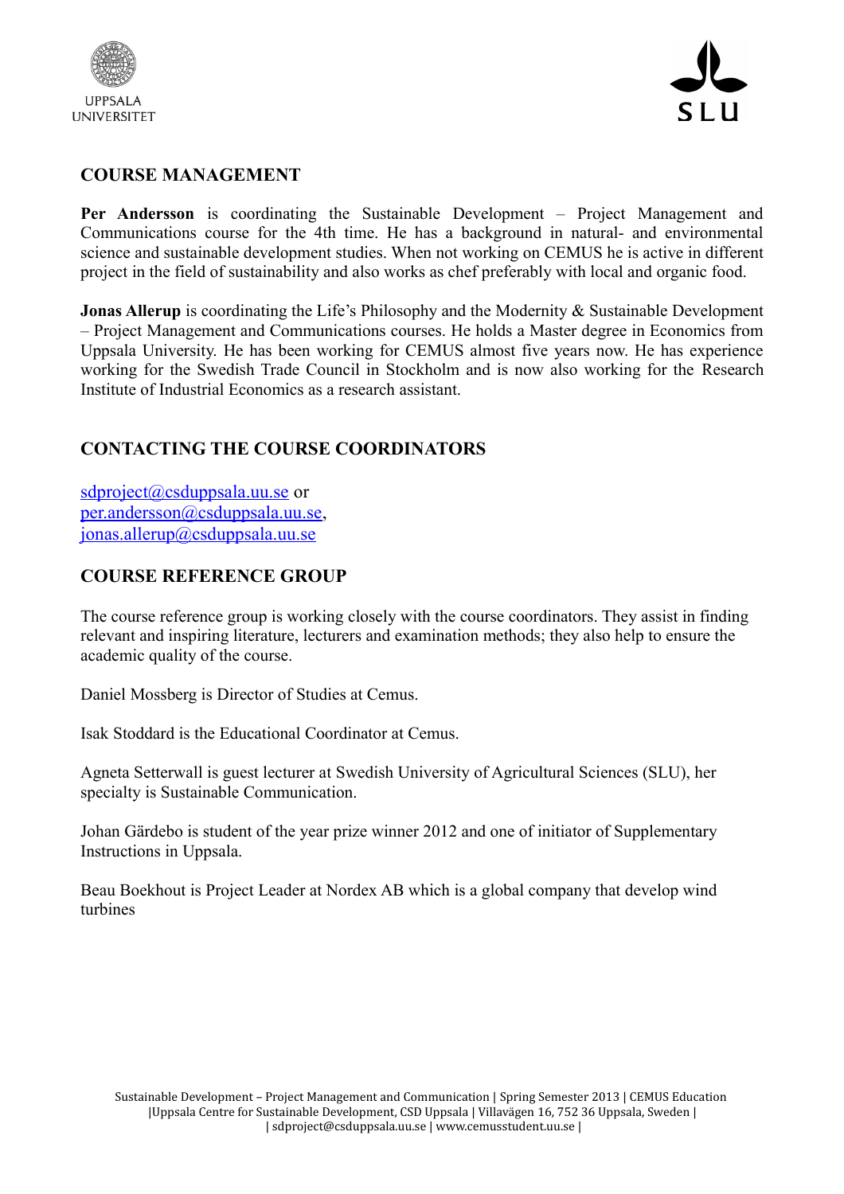## COURSE MANAGEMENT

**Per Andersson** is coordinating the Sustainable Development – Project Management and Communications course for the 4th time. He has a background in natural- and environmental science and sustainable development studies. When not working on CEMUS he is active in different project in the field of sustainability and also works as chef preferably with local and organic food.

**Jonas Allerup** is coordinating the Life's Philosophy and the Modernity & Sustainable Development – Project Management and Communications courses. He holds a Master degree in Economics from Uppsala University. He has been working for CEMUS almost five years now. He has experience working for the Swedish Trade Council in Stockholm and is now also working for the Research Institute of Industrial Economics as a research assistant.

## CONTACTING THE COURSE COORDINATORS

sdproject@csduppsala.uu.se or
per.andersson@csduppsala.uu.se,
jonas.allerup@csduppsala.uu.se

## COURSE REFERENCE GROUP

The course reference group is working closely with the course coordinators. They assist in finding relevant and inspiring literature, lecturers and examination methods; they also help to ensure the academic quality of the course.

Daniel Mossberg is Director of Studies at Cemus.

Isak Stoddard is the Educational Coordinator at Cemus.

Agneta Setterwall is guest lecturer at Swedish University of Agricultural Sciences (SLU), her specialty is Sustainable Communication.

Johan Gärdebo is student of the year prize winner 2012 and one of initiator of Supplementary Instructions in Uppsala.

Beau Boekhout is Project Leader at Nordex AB which is a global company that develop wind turbines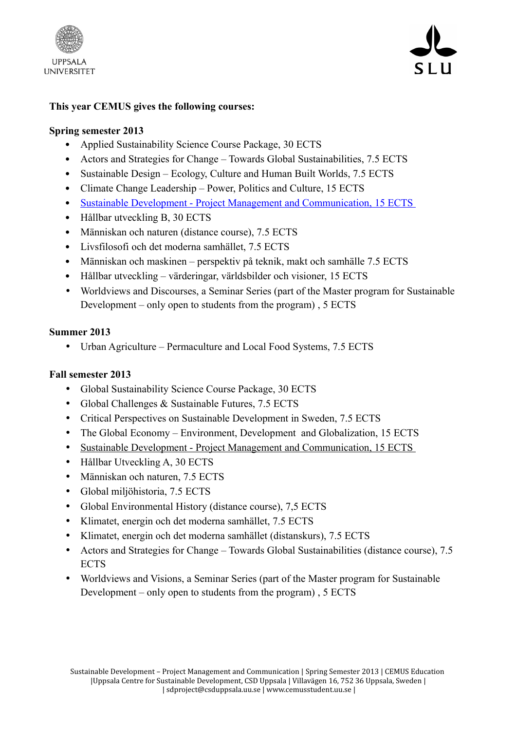**This year CEMUS gives the following courses:**

**Spring semester 2013**

- Applied Sustainability Science Course Package, 30 ECTS
- Actors and Strategies for Change – Towards Global Sustainabilities, 7.5 ECTS
- Sustainable Design – Ecology, Culture and Human Built Worlds, 7.5 ECTS
- Climate Change Leadership – Power, Politics and Culture, 15 ECTS
- Sustainable Development - Project Management and Communication, 15 ECTS
- Hållbar utveckling B, 30 ECTS
- Människan och naturen (distance course), 7.5 ECTS
- Livsfilosofi och det moderna samhället, 7.5 ECTS
- Människan och maskinen – perspektiv på teknik, makt och samhälle 7.5 ECTS
- Hållbar utveckling – värderingar, världsbilder och visioner, 15 ECTS
- Worldviews and Discourses, a Seminar Series (part of the Master program for Sustainable Development – only open to students from the program) , 5 ECTS

**Summer 2013**

- Urban Agriculture – Permaculture and Local Food Systems, 7.5 ECTS

**Fall semester 2013**

- Global Sustainability Science Course Package, 30 ECTS
- Global Challenges & Sustainable Futures, 7.5 ECTS
- Critical Perspectives on Sustainable Development in Sweden, 7.5 ECTS
- The Global Economy – Environment, Development and Globalization, 15 ECTS
- Sustainable Development - Project Management and Communication, 15 ECTS
- Hållbar Utveckling A, 30 ECTS
- Människan och naturen, 7.5 ECTS
- Global miljöhistoria, 7.5 ECTS
- Global Environmental History (distance course), 7,5 ECTS
- Klimatet, energin och det moderna samhället, 7.5 ECTS
- Klimatet, energin och det moderna samhället (distanskurs), 7.5 ECTS
- Actors and Strategies for Change – Towards Global Sustainabilities (distance course), 7.5 ECTS
- Worldviews and Visions, a Seminar Series (part of the Master program for Sustainable Development – only open to students from the program) , 5 ECTS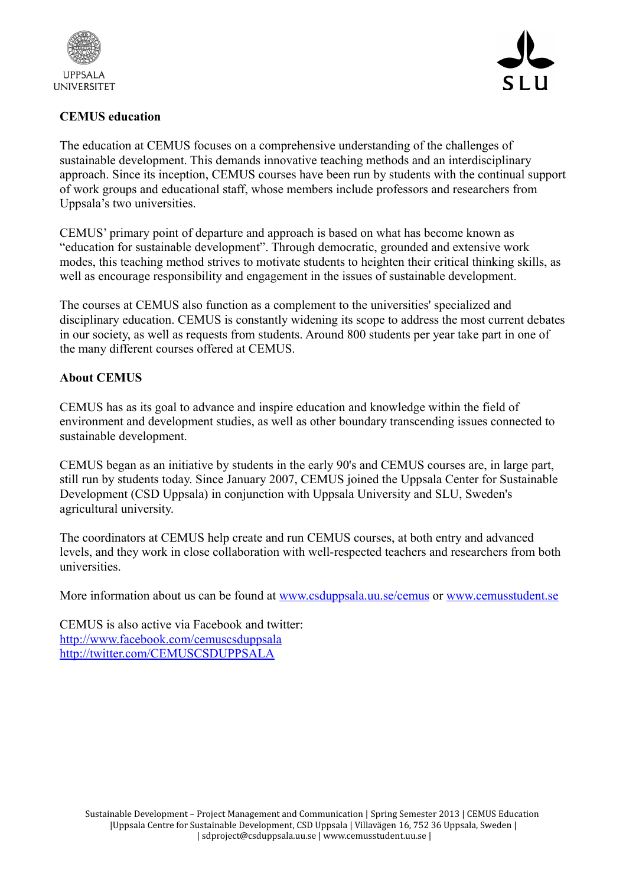**CEMUS education**

The education at CEMUS focuses on a comprehensive understanding of the challenges of sustainable development. This demands innovative teaching methods and an interdisciplinary approach. Since its inception, CEMUS courses have been run by students with the continual support of work groups and educational staff, whose members include professors and researchers from Uppsala's two universities.

CEMUS' primary point of departure and approach is based on what has become known as "education for sustainable development". Through democratic, grounded and extensive work modes, this teaching method strives to motivate students to heighten their critical thinking skills, as well as encourage responsibility and engagement in the issues of sustainable development.

The courses at CEMUS also function as a complement to the universities' specialized and disciplinary education. CEMUS is constantly widening its scope to address the most current debates in our society, as well as requests from students. Around 800 students per year take part in one of the many different courses offered at CEMUS.

**About CEMUS**

CEMUS has as its goal to advance and inspire education and knowledge within the field of environment and development studies, as well as other boundary transcending issues connected to sustainable development.

CEMUS began as an initiative by students in the early 90's and CEMUS courses are, in large part, still run by students today. Since January 2007, CEMUS joined the Uppsala Center for Sustainable Development (CSD Uppsala) in conjunction with Uppsala University and SLU, Sweden's agricultural university.

The coordinators at CEMUS help create and run CEMUS courses, at both entry and advanced levels, and they work in close collaboration with well-respected teachers and researchers from both universities.

More information about us can be found at www.csduppsala.uu.se/cemus or www.cemusstudent.se

CEMUS is also active via Facebook and twitter:
http://www.facebook.com/cemuscsduppsala
http://twitter.com/CEMUSCSDUPPSALA